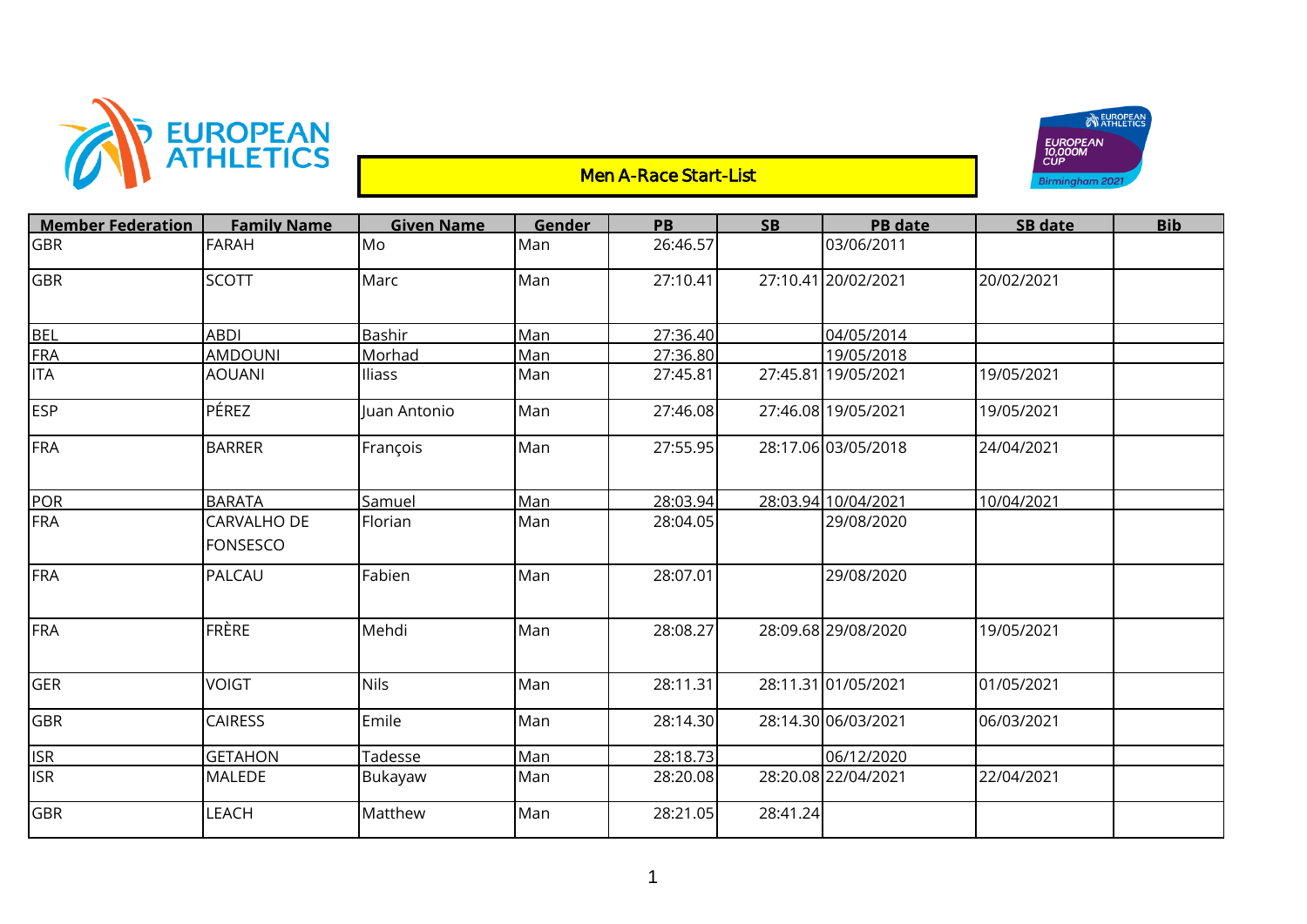# Men A-Race Start-List

| Member Federation | Family Name | Given Name | Gender | PB | SB | PB date | SB date | Bib |
|---|---|---|---|---|---|---|---|---|
| GBR | FARAH | Mo | Man | 26:46.57 | | 03/06/2011 | | |
| GBR | SCOTT | Marc | Man | 27:10.41 | 27:10.41 | 20/02/2021 | 20/02/2021 | |
| BEL | ABDI | Bashir | Man | 27:36.40 | | 04/05/2014 | | |
| FRA | AMDOUNI | Morhad | Man | 27:36.80 | | 19/05/2018 | | |
| ITA | AOUANI | Iliass | Man | 27:45.81 | 27:45.81 | 19/05/2021 | 19/05/2021 | |
| ESP | PÉREZ | Juan Antonio | Man | 27:46.08 | 27:46.08 | 19/05/2021 | 19/05/2021 | |
| FRA | BARRER | François | Man | 27:55.95 | 28:17.06 | 03/05/2018 | 24/04/2021 | |
| POR | BARATA | Samuel | Man | 28:03.94 | 28:03.94 | 10/04/2021 | 10/04/2021 | |
| FRA | CARVALHO DE FONSESCO | Florian | Man | 28:04.05 | | 29/08/2020 | | |
| FRA | PALCAU | Fabien | Man | 28:07.01 | | 29/08/2020 | | |
| FRA | FRÈRE | Mehdi | Man | 28:08.27 | 28:09.68 | 29/08/2020 | 19/05/2021 | |
| GER | VOIGT | Nils | Man | 28:11.31 | 28:11.31 | 01/05/2021 | 01/05/2021 | |
| GBR | CAIRESS | Emile | Man | 28:14.30 | 28:14.30 | 06/03/2021 | 06/03/2021 | |
| ISR | GETAHON | Tadesse | Man | 28:18.73 | | 06/12/2020 | | |
| ISR | MALEDE | Bukayaw | Man | 28:20.08 | 28:20.08 | 22/04/2021 | 22/04/2021 | |
| GBR | LEACH | Matthew | Man | 28:21.05 | 28:41.24 | | | |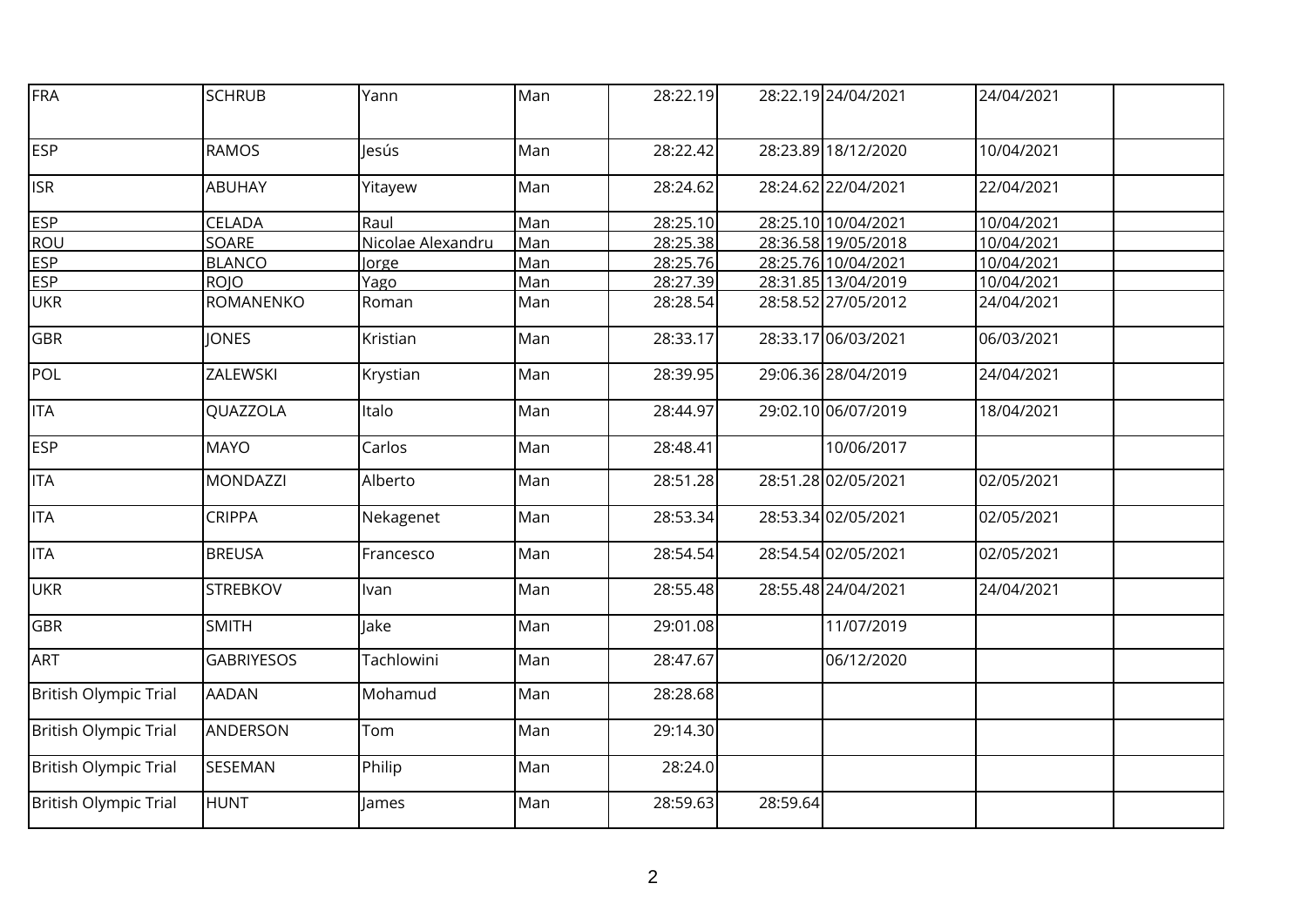| | | | | | | | | |
|---|---|---|---|---|---|---|---|---|
| FRA | SCHRUB | Yann | Man | 28:22.19 | 28:22.19 | 24/04/2021 | 24/04/2021 | |
| ESP | RAMOS | Jesús | Man | 28:22.42 | 28:23.89 | 18/12/2020 | 10/04/2021 | |
| ISR | ABUHAY | Yitayew | Man | 28:24.62 | 28:24.62 | 22/04/2021 | 22/04/2021 | |
| ESP | CELADA | Raul | Man | 28:25.10 | 28:25.10 | 10/04/2021 | 10/04/2021 | |
| ROU | SOARE | Nicolae Alexandru | Man | 28:25.38 | 28:36.58 | 19/05/2018 | 10/04/2021 | |
| ESP | BLANCO | Jorge | Man | 28:25.76 | 28:25.76 | 10/04/2021 | 10/04/2021 | |
| ESP | ROJO | Yago | Man | 28:27.39 | 28:31.85 | 13/04/2019 | 10/04/2021 | |
| UKR | ROMANENKO | Roman | Man | 28:28.54 | 28:58.52 | 27/05/2012 | 24/04/2021 | |
| GBR | JONES | Kristian | Man | 28:33.17 | 28:33.17 | 06/03/2021 | 06/03/2021 | |
| POL | ZALEWSKI | Krystian | Man | 28:39.95 | 29:06.36 | 28/04/2019 | 24/04/2021 | |
| ITA | QUAZZOLA | Italo | Man | 28:44.97 | 29:02.10 | 06/07/2019 | 18/04/2021 | |
| ESP | MAYO | Carlos | Man | 28:48.41 | | 10/06/2017 | | |
| ITA | MONDAZZI | Alberto | Man | 28:51.28 | 28:51.28 | 02/05/2021 | 02/05/2021 | |
| ITA | CRIPPA | Nekagenet | Man | 28:53.34 | 28:53.34 | 02/05/2021 | 02/05/2021 | |
| ITA | BREUSA | Francesco | Man | 28:54.54 | 28:54.54 | 02/05/2021 | 02/05/2021 | |
| UKR | STREBKOV | Ivan | Man | 28:55.48 | 28:55.48 | 24/04/2021 | 24/04/2021 | |
| GBR | SMITH | Jake | Man | 29:01.08 | | 11/07/2019 | | |
| ART | GABRIYESOS | Tachlowini | Man | 28:47.67 | | 06/12/2020 | | |
| British Olympic Trial | AADAN | Mohamud | Man | 28:28.68 | | | | |
| British Olympic Trial | ANDERSON | Tom | Man | 29:14.30 | | | | |
| British Olympic Trial | SESEMAN | Philip | Man | 28:24.0 | | | | |
| British Olympic Trial | HUNT | James | Man | 28:59.63 | 28:59.64 | | | |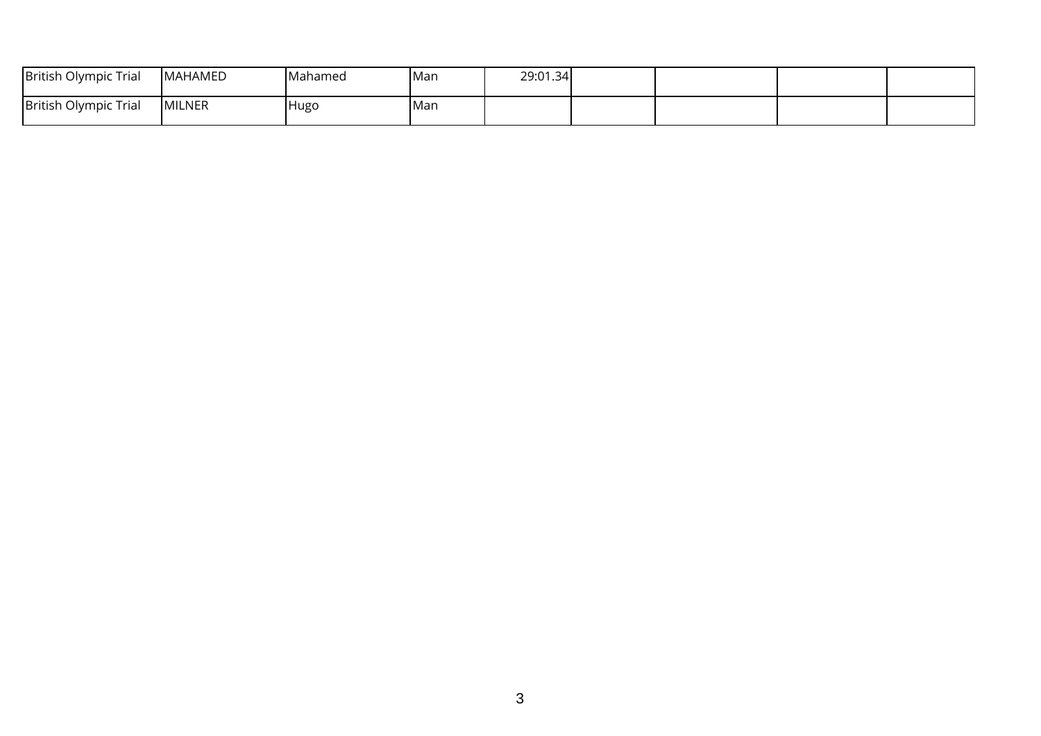| | | | | | | | | |
|---|---|---|---|---|---|---|---|---|
| British Olympic Trial | MAHAMED | Mahamed | Man | 29:01.34 | | | | |
| British Olympic Trial | MILNER | Hugo | Man | | | | | |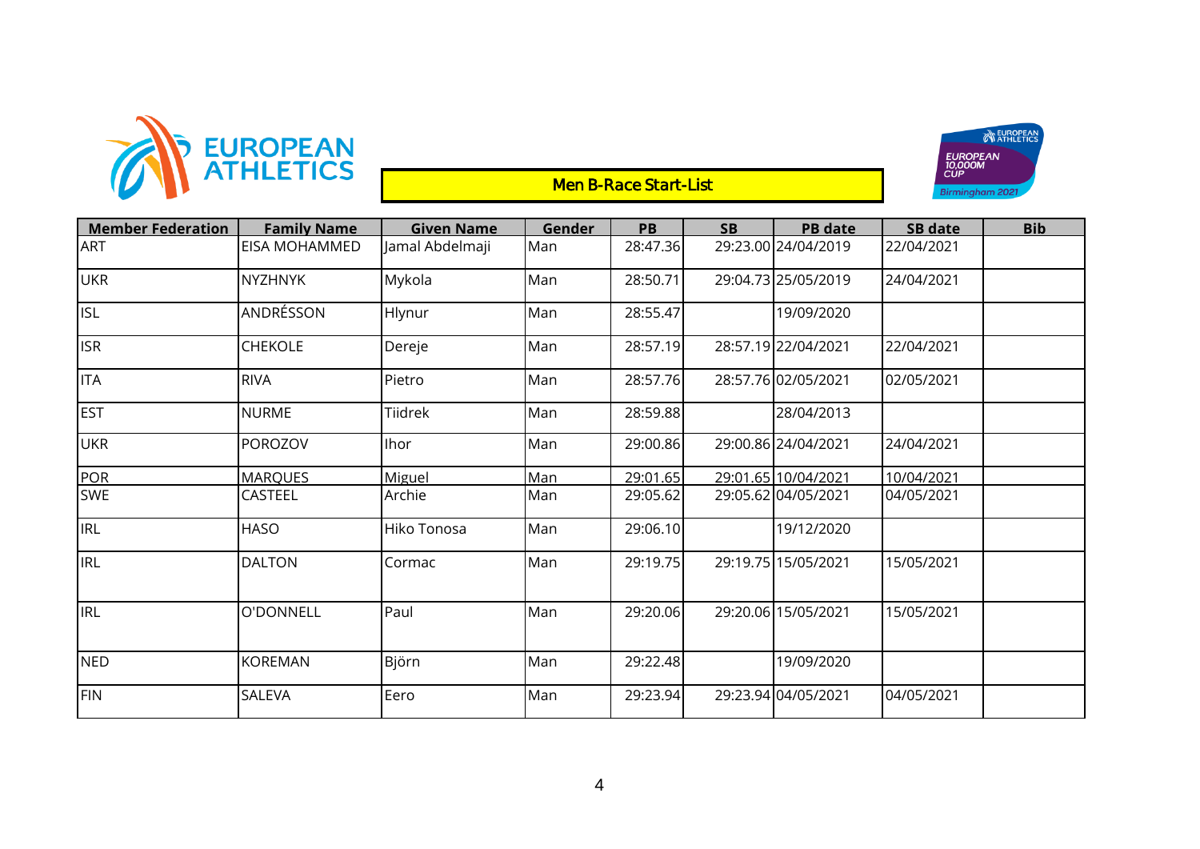## Men B-Race Start-List

| Member Federation | Family Name | Given Name | Gender | PB | SB | PB date | SB date | Bib |
|---|---|---|---|---|---|---|---|---|
| ART | EISA MOHAMMED | Jamal Abdelmaji | Man | 28:47.36 | 29:23.00 | 24/04/2019 | 22/04/2021 | |
| UKR | NYZHNYK | Mykola | Man | 28:50.71 | 29:04.73 | 25/05/2019 | 24/04/2021 | |
| ISL | ANDRÉSSON | Hlynur | Man | 28:55.47 | | 19/09/2020 | | |
| ISR | CHEKOLE | Dereje | Man | 28:57.19 | 28:57.19 | 22/04/2021 | 22/04/2021 | |
| ITA | RIVA | Pietro | Man | 28:57.76 | 28:57.76 | 02/05/2021 | 02/05/2021 | |
| EST | NURME | Tiidrek | Man | 28:59.88 | | 28/04/2013 | | |
| UKR | POROZOV | Ihor | Man | 29:00.86 | 29:00.86 | 24/04/2021 | 24/04/2021 | |
| POR | MARQUES | Miguel | Man | 29:01.65 | 29:01.65 | 10/04/2021 | 10/04/2021 | |
| SWE | CASTEEL | Archie | Man | 29:05.62 | 29:05.62 | 04/05/2021 | 04/05/2021 | |
| IRL | HASO | Hiko Tonosa | Man | 29:06.10 | | 19/12/2020 | | |
| IRL | DALTON | Cormac | Man | 29:19.75 | 29:19.75 | 15/05/2021 | 15/05/2021 | |
| IRL | O'DONNELL | Paul | Man | 29:20.06 | 29:20.06 | 15/05/2021 | 15/05/2021 | |
| NED | KOREMAN | Björn | Man | 29:22.48 | | 19/09/2020 | | |
| FIN | SALEVA | Eero | Man | 29:23.94 | 29:23.94 | 04/05/2021 | 04/05/2021 | |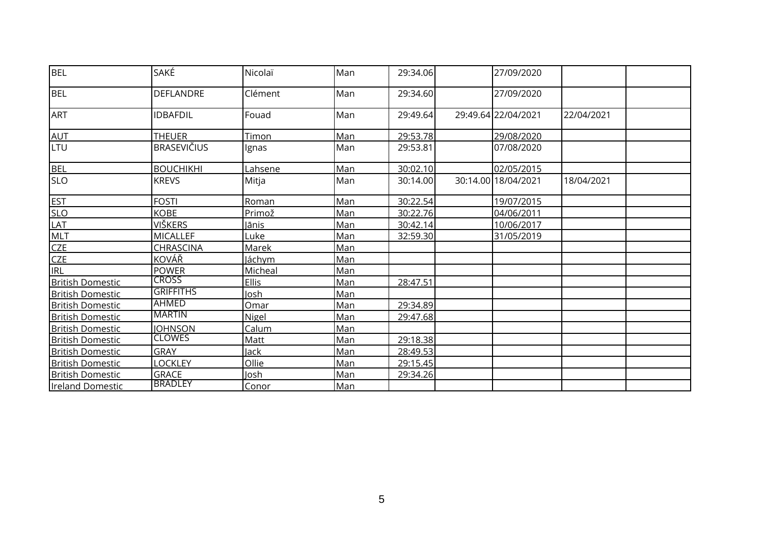|  |  |  |  |  |  |  |  |  |
|---|---|---|---|---|---|---|---|---|
| BEL | SAKÉ | Nicolaï | Man | 29:34.06 |  | 27/09/2020 |  |  |
| BEL | DEFLANDRE | Clément | Man | 29:34.60 |  | 27/09/2020 |  |  |
| ART | IDBAFDIL | Fouad | Man | 29:49.64 | 29:49.64 | 22/04/2021 | 22/04/2021 |  |
| AUT | THEUER | Timon | Man | 29:53.78 |  | 29/08/2020 |  |  |
| LTU | BRASEVIČIUS | Ignas | Man | 29:53.81 |  | 07/08/2020 |  |  |
| BEL | BOUCHIKHI | Lahsene | Man | 30:02.10 |  | 02/05/2015 |  |  |
| SLO | KREVS | Mitja | Man | 30:14.00 | 30:14.00 | 18/04/2021 | 18/04/2021 |  |
| EST | FOSTI | Roman | Man | 30:22.54 |  | 19/07/2015 |  |  |
| SLO | KOBE | Primož | Man | 30:22.76 |  | 04/06/2011 |  |  |
| LAT | VIŠKERS | Jānis | Man | 30:42.14 |  | 10/06/2017 |  |  |
| MLT | MICALLEF | Luke | Man | 32:59.30 |  | 31/05/2019 |  |  |
| CZE | CHRASCINA | Marek | Man |  |  |  |  |  |
| CZE | KOVÁŘ | Jáchym | Man |  |  |  |  |  |
| IRL | POWER | Micheal | Man |  |  |  |  |  |
| British Domestic | CROSS | Ellis | Man | 28:47.51 |  |  |  |  |
| British Domestic | GRIFFITHS | Josh | Man |  |  |  |  |  |
| British Domestic | AHMED | Omar | Man | 29:34.89 |  |  |  |  |
| British Domestic | MARTIN | Nigel | Man | 29:47.68 |  |  |  |  |
| British Domestic | JOHNSON | Calum | Man |  |  |  |  |  |
| British Domestic | CLOWES | Matt | Man | 29:18.38 |  |  |  |  |
| British Domestic | GRAY | Jack | Man | 28:49.53 |  |  |  |  |
| British Domestic | LOCKLEY | Ollie | Man | 29:15.45 |  |  |  |  |
| British Domestic | GRACE | Josh | Man | 29:34.26 |  |  |  |  |
| Ireland Domestic | BRADLEY | Conor | Man |  |  |  |  |  |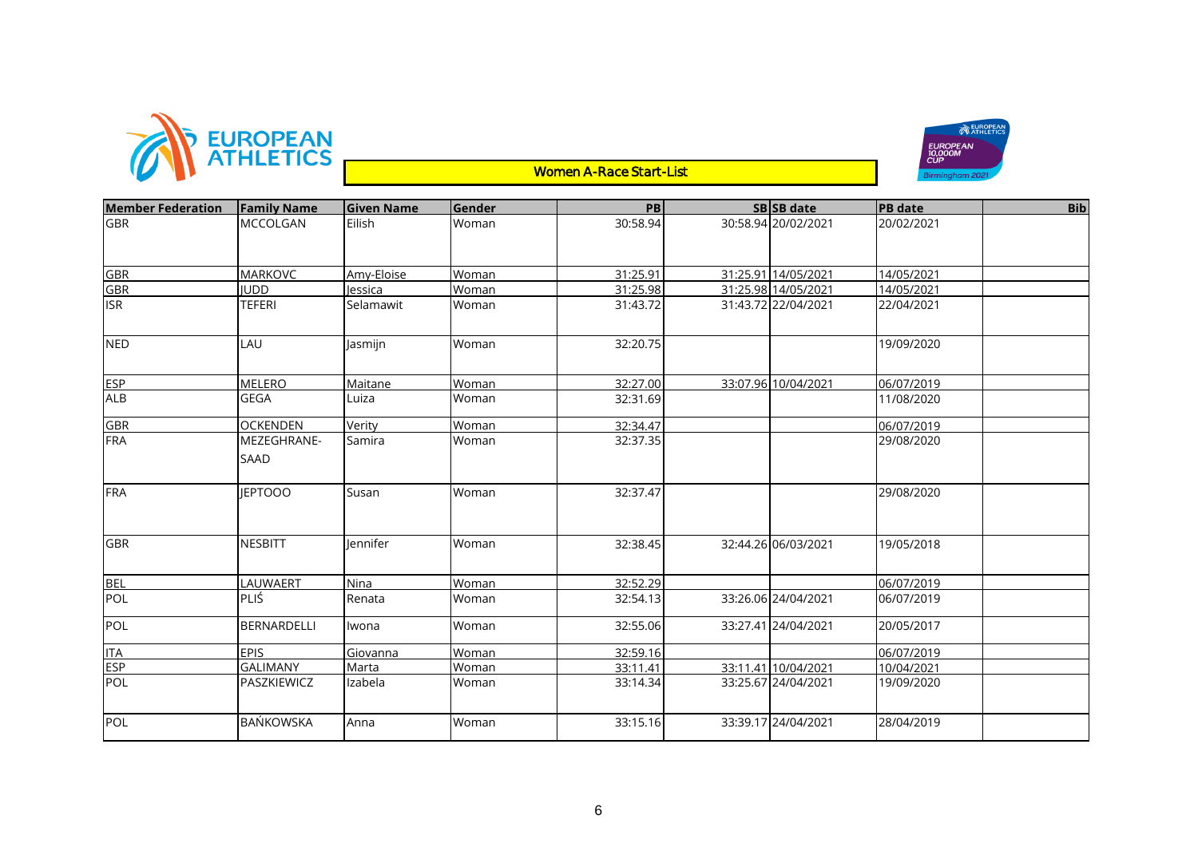**Women A-Race Start-List**

| Member Federation | Family Name | Given Name | Gender | PB | SB | SB date | PB date | Bib |
|---|---|---|---|---|---|---|---|---|
| GBR | MCCOLGAN | Eilish | Woman | 30:58.94 | 30:58.94 | 20/02/2021 | 20/02/2021 | |
| GBR | MARKOVC | Amy-Eloise | Woman | 31:25.91 | 31:25.91 | 14/05/2021 | 14/05/2021 | |
| GBR | JUDD | Jessica | Woman | 31:25.98 | 31:25.98 | 14/05/2021 | 14/05/2021 | |
| ISR | TEFERI | Selamawit | Woman | 31:43.72 | 31:43.72 | 22/04/2021 | 22/04/2021 | |
| NED | LAU | Jasmijn | Woman | 32:20.75 | | | 19/09/2020 | |
| ESP | MELERO | Maitane | Woman | 32:27.00 | 33:07.96 | 10/04/2021 | 06/07/2019 | |
| ALB | GEGA | Luiza | Woman | 32:31.69 | | | 11/08/2020 | |
| GBR | OCKENDEN | Verity | Woman | 32:34.47 | | | 06/07/2019 | |
| FRA | MEZEGHRANE-SAAD | Samira | Woman | 32:37.35 | | | 29/08/2020 | |
| FRA | JEPTOOO | Susan | Woman | 32:37.47 | | | 29/08/2020 | |
| GBR | NESBITT | Jennifer | Woman | 32:38.45 | 32:44.26 | 06/03/2021 | 19/05/2018 | |
| BEL | LAUWAERT | Nina | Woman | 32:52.29 | | | 06/07/2019 | |
| POL | PLIŚ | Renata | Woman | 32:54.13 | 33:26.06 | 24/04/2021 | 06/07/2019 | |
| POL | BERNARDELLI | Iwona | Woman | 32:55.06 | 33:27.41 | 24/04/2021 | 20/05/2017 | |
| ITA | EPIS | Giovanna | Woman | 32:59.16 | | | 06/07/2019 | |
| ESP | GALIMANY | Marta | Woman | 33:11.41 | 33:11.41 | 10/04/2021 | 10/04/2021 | |
| POL | PASZKIEWICZ | Izabela | Woman | 33:14.34 | 33:25.67 | 24/04/2021 | 19/09/2020 | |
| POL | BAŃKOWSKA | Anna | Woman | 33:15.16 | 33:39.17 | 24/04/2021 | 28/04/2019 | |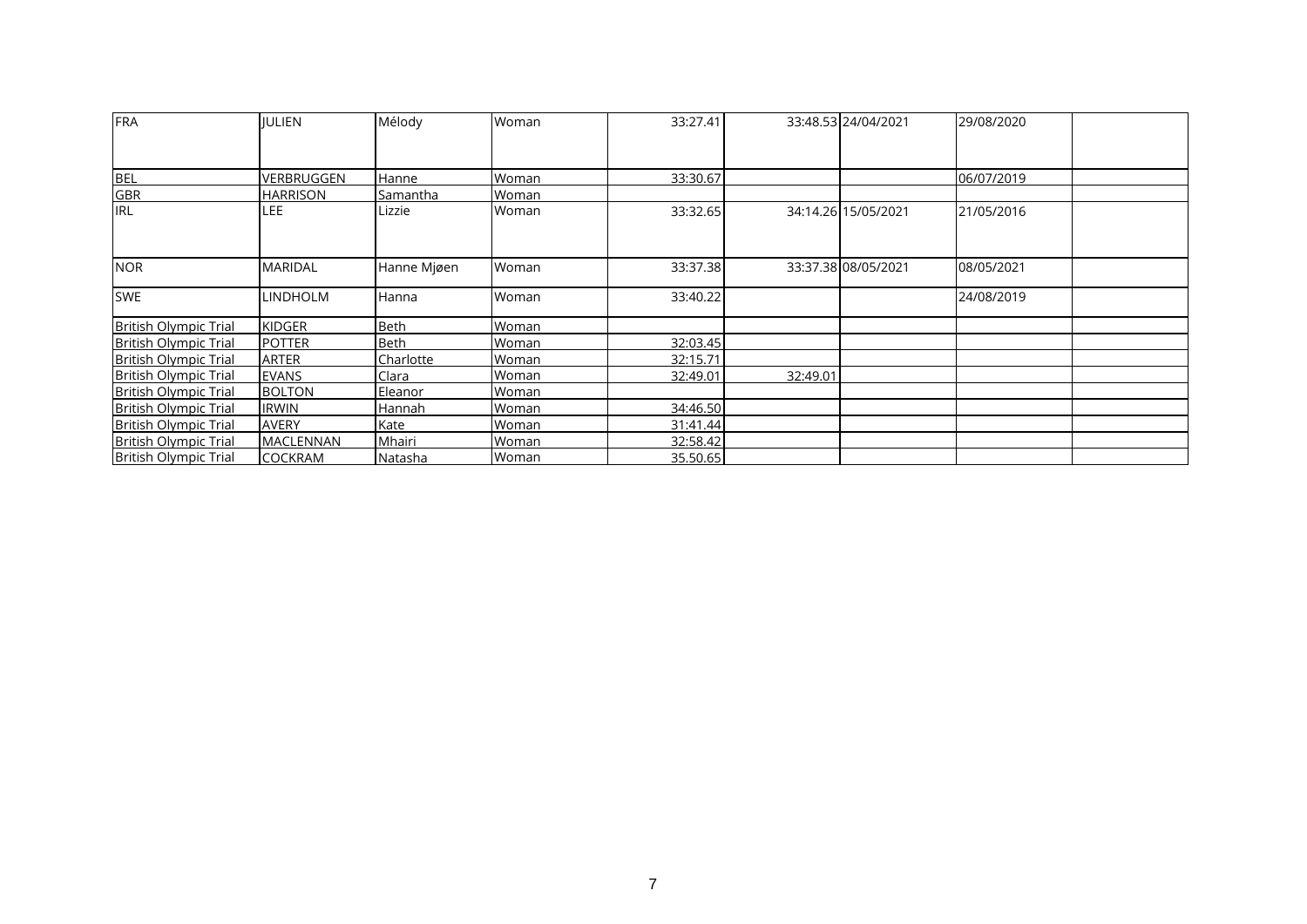| | | | | | | | | |
|---|---|---|---|---|---|---|---|---|
| FRA | JULIEN | Mélody | Woman | 33:27.41 | | 33:48.53 | 24/04/2021 | 29/08/2020 | |
| BEL | VERBRUGGEN | Hanne | Woman | 33:30.67 | | | | 06/07/2019 | |
| GBR | HARRISON | Samantha | Woman | | | | | | |
| IRL | LEE | Lizzie | Woman | 33:32.65 | | 34:14.26 | 15/05/2021 | 21/05/2016 | |
| NOR | MARIDAL | Hanne Mjøen | Woman | 33:37.38 | | 33:37.38 | 08/05/2021 | 08/05/2021 | |
| SWE | LINDHOLM | Hanna | Woman | 33:40.22 | | | | 24/08/2019 | |
| British Olympic Trial | KIDGER | Beth | Woman | | | | | | |
| British Olympic Trial | POTTER | Beth | Woman | 32:03.45 | | | | | |
| British Olympic Trial | ARTER | Charlotte | Woman | 32:15.71 | | | | | |
| British Olympic Trial | EVANS | Clara | Woman | 32:49.01 | 32:49.01 | | | | |
| British Olympic Trial | BOLTON | Eleanor | Woman | | | | | | |
| British Olympic Trial | IRWIN | Hannah | Woman | 34:46.50 | | | | | |
| British Olympic Trial | AVERY | Kate | Woman | 31:41.44 | | | | | |
| British Olympic Trial | MACLENNAN | Mhairi | Woman | 32:58.42 | | | | | |
| British Olympic Trial | COCKRAM | Natasha | Woman | 35.50.65 | | | | | |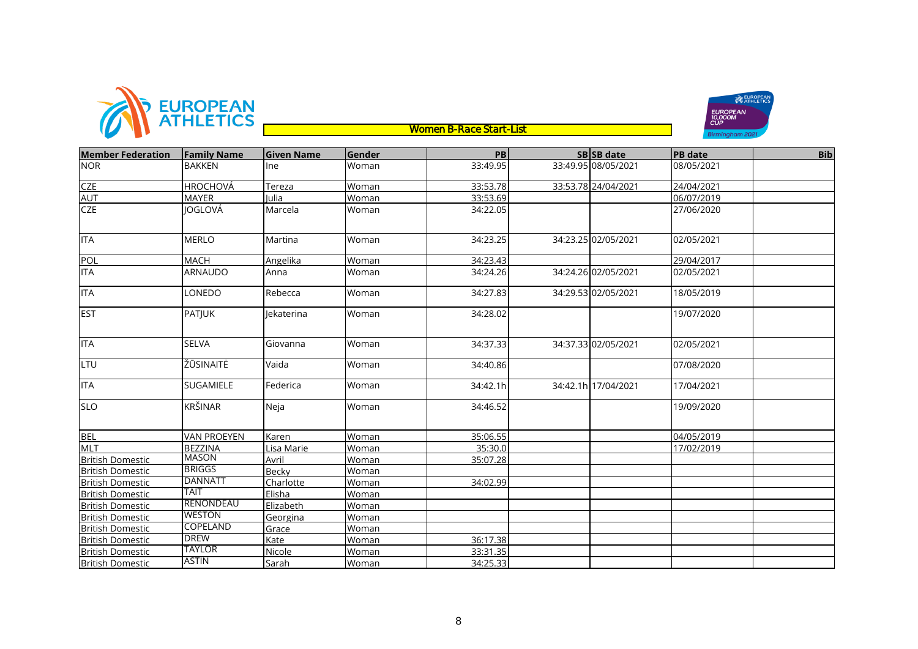## Women B-Race Start-List

| Member Federation | Family Name | Given Name | Gender | PB | SB | SB date | PB date | Bib |
|---|---|---|---|---|---|---|---|---|
| NOR | BAKKEN | Ine | Woman | 33:49.95 | 33:49.95 | 08/05/2021 | 08/05/2021 | |
| CZE | HROCHOVÁ | Tereza | Woman | 33:53.78 | 33:53.78 | 24/04/2021 | 24/04/2021 | |
| AUT | MAYER | Julia | Woman | 33:53.69 | | | 06/07/2019 | |
| CZE | JOGLOVÁ | Marcela | Woman | 34:22.05 | | | 27/06/2020 | |
| ITA | MERLO | Martina | Woman | 34:23.25 | 34:23.25 | 02/05/2021 | 02/05/2021 | |
| POL | MACH | Angelika | Woman | 34:23.43 | | | 29/04/2017 | |
| ITA | ARNAUDO | Anna | Woman | 34:24.26 | 34:24.26 | 02/05/2021 | 02/05/2021 | |
| ITA | LONEDO | Rebecca | Woman | 34:27.83 | 34:29.53 | 02/05/2021 | 18/05/2019 | |
| EST | PATJUK | Jekaterina | Woman | 34:28.02 | | | 19/07/2020 | |
| ITA | SELVA | Giovanna | Woman | 34:37.33 | 34:37.33 | 02/05/2021 | 02/05/2021 | |
| LTU | ŽŪSINAITĖ | Vaida | Woman | 34:40.86 | | | 07/08/2020 | |
| ITA | SUGAMIELE | Federica | Woman | 34:42.1h | 34:42.1h | 17/04/2021 | 17/04/2021 | |
| SLO | KRŠINAR | Neja | Woman | 34:46.52 | | | 19/09/2020 | |
| BEL | VAN PROEYEN | Karen | Woman | 35:06.55 | | | 04/05/2019 | |
| MLT | BEZZINA | Lisa Marie | Woman | 35:30.0 | | | 17/02/2019 | |
| British Domestic | MASON | Avril | Woman | 35:07.28 | | | | |
| British Domestic | BRIGGS | Becky | Woman | | | | | |
| British Domestic | DANNATT | Charlotte | Woman | 34:02.99 | | | | |
| British Domestic | TAIT | Elisha | Woman | | | | | |
| British Domestic | RENONDEAU | Elizabeth | Woman | | | | | |
| British Domestic | WESTON | Georgina | Woman | | | | | |
| British Domestic | COPELAND | Grace | Woman | | | | | |
| British Domestic | DREW | Kate | Woman | 36:17.38 | | | | |
| British Domestic | TAYLOR | Nicole | Woman | 33:31.35 | | | | |
| British Domestic | ASTIN | Sarah | Woman | 34:25.33 | | | | |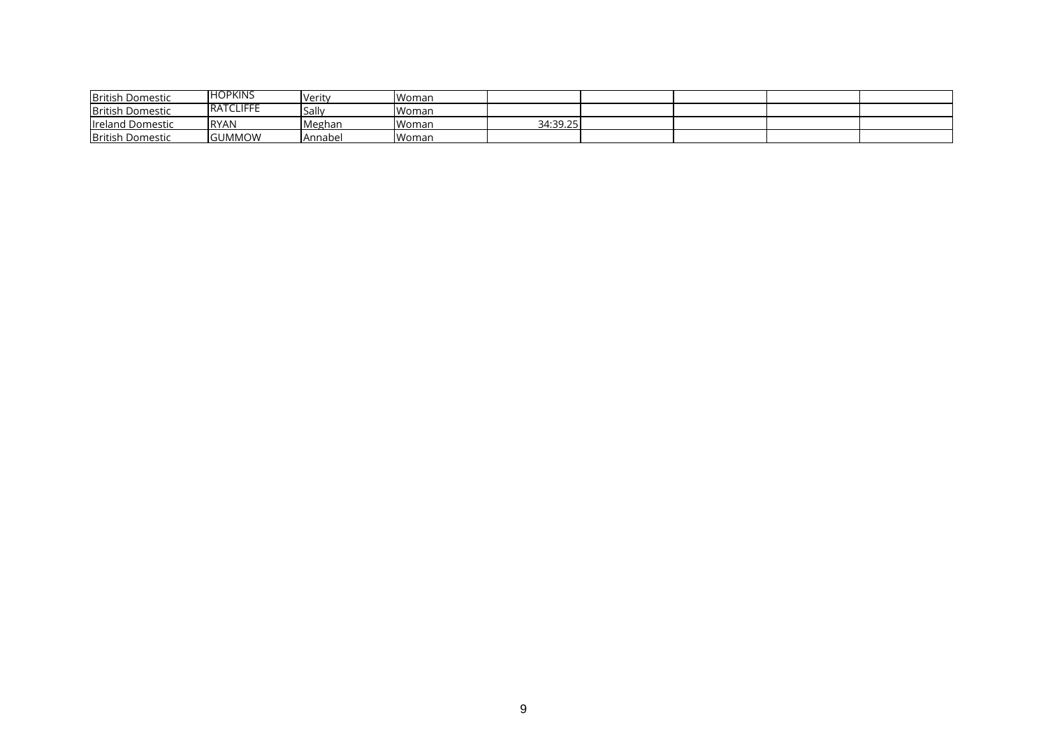| | | | | | | | | |
|---|---|---|---|---|---|---|---|---|
| British Domestic | HOPKINS | Verity | Woman | | | | | |
| British Domestic | RATCLIFFE | Sally | Woman | | | | | |
| Ireland Domestic | RYAN | Meghan | Woman | 34:39.25 | | | | |
| British Domestic | GUMMOW | Annabel | Woman | | | | | |